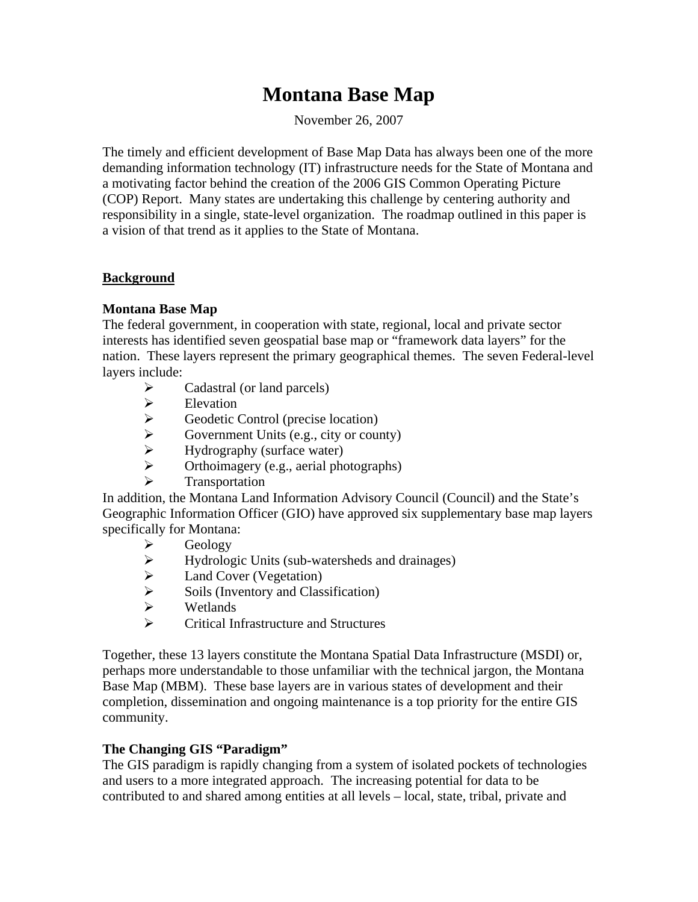# Montana Base Map

November 26, 2007

The timely and efficient development of Base Map Data has always been one of the more demanding information technology (IT) infrastructure needs for the State of Montana and a motivating factor behind the creation of the 2006 GIS Common Operating Picture (COP) Report. Many states are undertaking this challenge by centering authority and responsibility in a single, state-level organization. The roadmap outlined in this paper is a vision of that trend as it applies to the State of Montana.

## Background

### Montana Base Map

The federal government, in cooperation with state, regional, local and private sector interests has identified seven geospatial base map or "framework data layers" for the nation. These layers represent the primary geographical themes. The seven Federal-level layers include:

- Cadastral (or land parcels)
- Elevation
- Geodetic Control (precise location)
- Government Units (e.g., city or county)
- Hydrography (surface water)
- Orthoimagery (e.g., aerial photographs)
- Transportation

In addition, the Montana Land Information Advisory Council (Council) and the State's Geographic Information Officer (GIO) have approved six supplementary base map layers specifically for Montana:

- Geology
- Hydrologic Units (sub-watersheds and drainages)
- Land Cover (Vegetation)
- Soils (Inventory and Classification)
- Wetlands
- Critical Infrastructure and Structures

Together, these 13 layers constitute the Montana Spatial Data Infrastructure (MSDI) or, perhaps more understandable to those unfamiliar with the technical jargon, the Montana Base Map (MBM). These base layers are in various states of development and their completion, dissemination and ongoing maintenance is a top priority for the entire GIS community.

### The Changing GIS "Paradigm"

The GIS paradigm is rapidly changing from a system of isolated pockets of technologies and users to a more integrated approach. The increasing potential for data to be contributed to and shared among entities at all levels – local, state, tribal, private and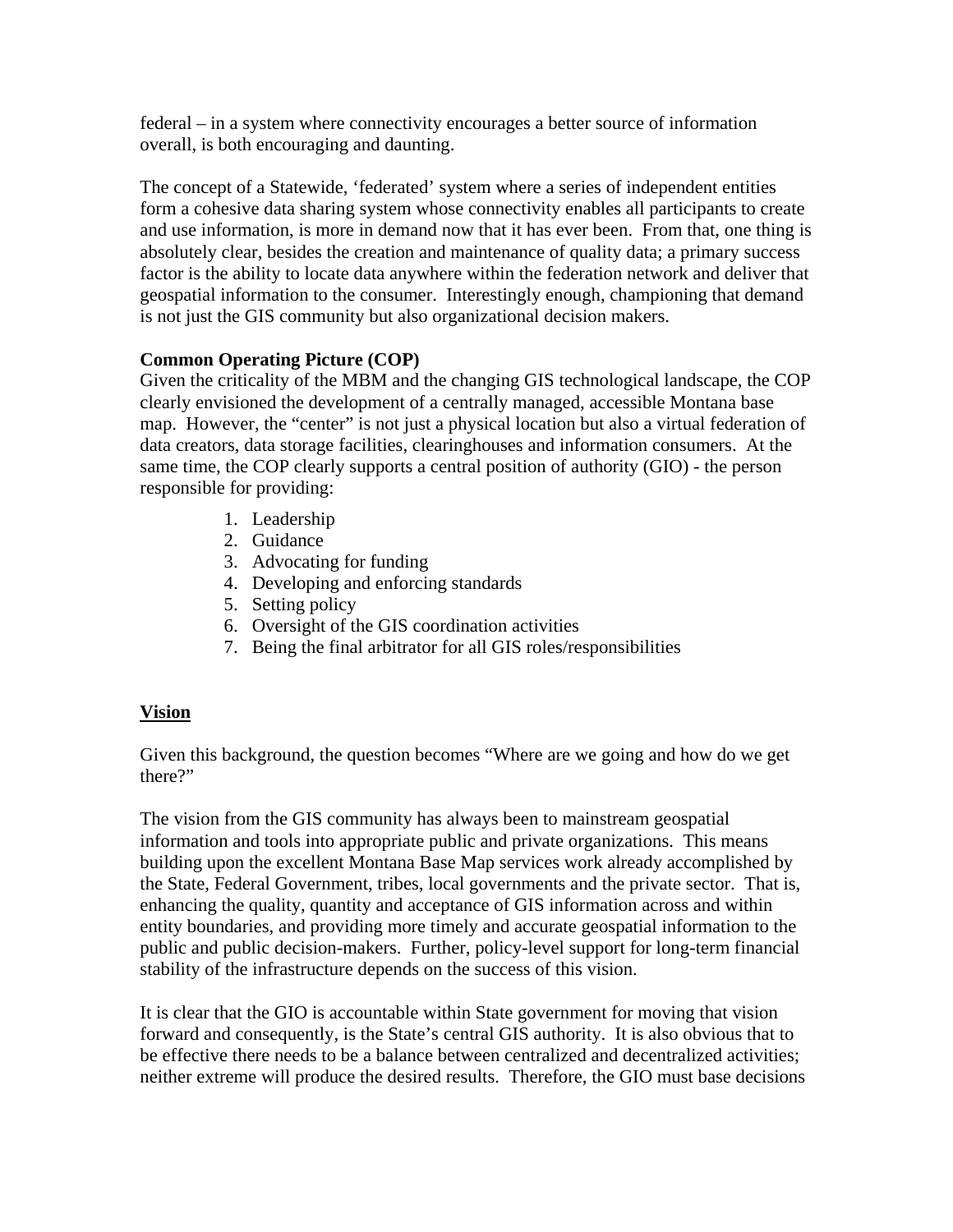federal – in a system where connectivity encourages a better source of information overall, is both encouraging and daunting.

The concept of a Statewide, 'federated' system where a series of independent entities form a cohesive data sharing system whose connectivity enables all participants to create and use information, is more in demand now that it has ever been. From that, one thing is absolutely clear, besides the creation and maintenance of quality data; a primary success factor is the ability to locate data anywhere within the federation network and deliver that geospatial information to the consumer. Interestingly enough, championing that demand is not just the GIS community but also organizational decision makers.

**Common Operating Picture (COP)**
Given the criticality of the MBM and the changing GIS technological landscape, the COP clearly envisioned the development of a centrally managed, accessible Montana base map. However, the "center" is not just a physical location but also a virtual federation of data creators, data storage facilities, clearinghouses and information consumers. At the same time, the COP clearly supports a central position of authority (GIO) - the person responsible for providing:

1. Leadership
2. Guidance
3. Advocating for funding
4. Developing and enforcing standards
5. Setting policy
6. Oversight of the GIS coordination activities
7. Being the final arbitrator for all GIS roles/responsibilities

## Vision

Given this background, the question becomes "Where are we going and how do we get there?"

The vision from the GIS community has always been to mainstream geospatial information and tools into appropriate public and private organizations. This means building upon the excellent Montana Base Map services work already accomplished by the State, Federal Government, tribes, local governments and the private sector. That is, enhancing the quality, quantity and acceptance of GIS information across and within entity boundaries, and providing more timely and accurate geospatial information to the public and public decision-makers. Further, policy-level support for long-term financial stability of the infrastructure depends on the success of this vision.

It is clear that the GIO is accountable within State government for moving that vision forward and consequently, is the State's central GIS authority. It is also obvious that to be effective there needs to be a balance between centralized and decentralized activities; neither extreme will produce the desired results. Therefore, the GIO must base decisions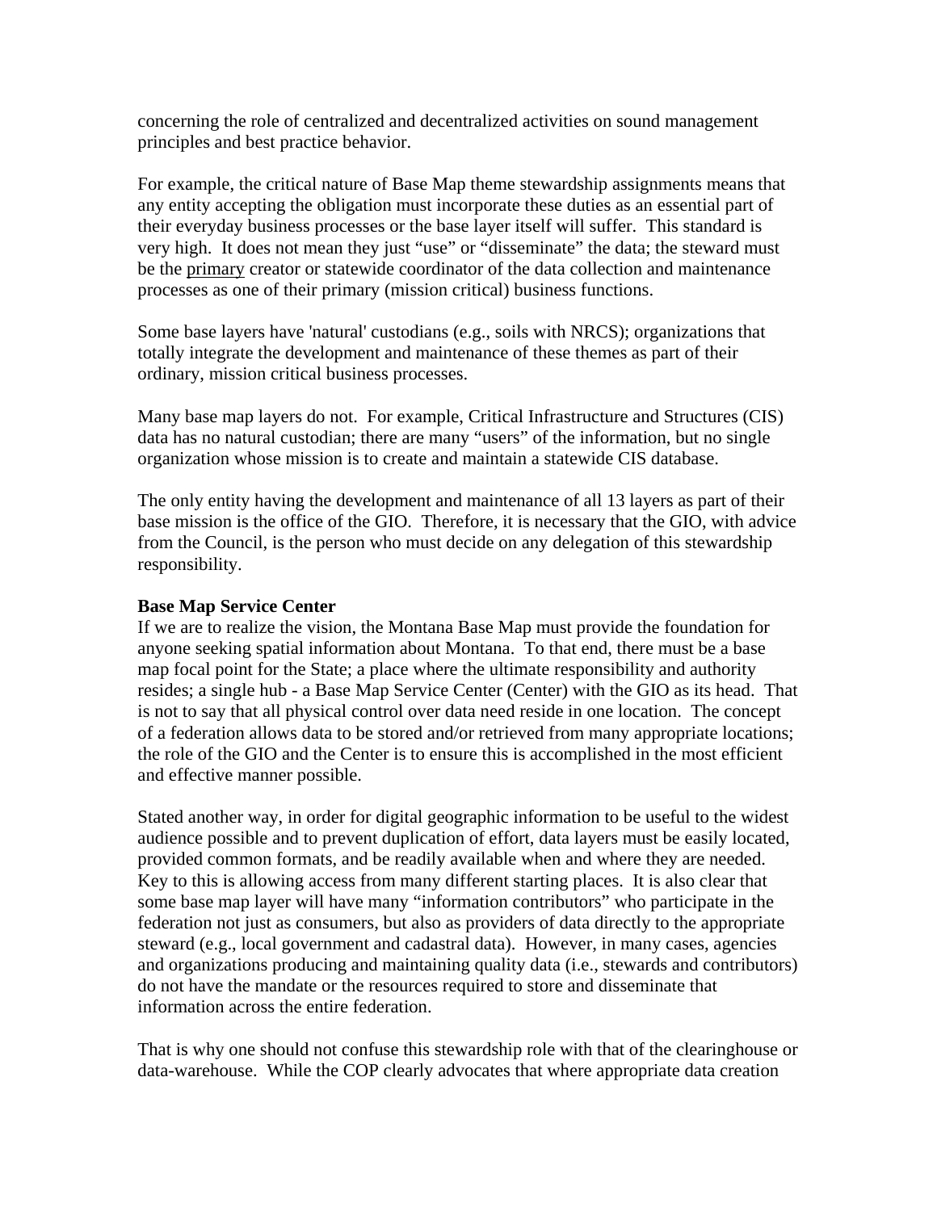concerning the role of centralized and decentralized activities on sound management principles and best practice behavior.

For example, the critical nature of Base Map theme stewardship assignments means that any entity accepting the obligation must incorporate these duties as an essential part of their everyday business processes or the base layer itself will suffer. This standard is very high. It does not mean they just "use" or "disseminate" the data; the steward must be the primary creator or statewide coordinator of the data collection and maintenance processes as one of their primary (mission critical) business functions.

Some base layers have 'natural' custodians (e.g., soils with NRCS); organizations that totally integrate the development and maintenance of these themes as part of their ordinary, mission critical business processes.

Many base map layers do not. For example, Critical Infrastructure and Structures (CIS) data has no natural custodian; there are many "users" of the information, but no single organization whose mission is to create and maintain a statewide CIS database.

The only entity having the development and maintenance of all 13 layers as part of their base mission is the office of the GIO. Therefore, it is necessary that the GIO, with advice from the Council, is the person who must decide on any delegation of this stewardship responsibility.

**Base Map Service Center**

If we are to realize the vision, the Montana Base Map must provide the foundation for anyone seeking spatial information about Montana. To that end, there must be a base map focal point for the State; a place where the ultimate responsibility and authority resides; a single hub - a Base Map Service Center (Center) with the GIO as its head. That is not to say that all physical control over data need reside in one location. The concept of a federation allows data to be stored and/or retrieved from many appropriate locations; the role of the GIO and the Center is to ensure this is accomplished in the most efficient and effective manner possible.

Stated another way, in order for digital geographic information to be useful to the widest audience possible and to prevent duplication of effort, data layers must be easily located, provided common formats, and be readily available when and where they are needed. Key to this is allowing access from many different starting places. It is also clear that some base map layer will have many "information contributors" who participate in the federation not just as consumers, but also as providers of data directly to the appropriate steward (e.g., local government and cadastral data). However, in many cases, agencies and organizations producing and maintaining quality data (i.e., stewards and contributors) do not have the mandate or the resources required to store and disseminate that information across the entire federation.

That is why one should not confuse this stewardship role with that of the clearinghouse or data-warehouse. While the COP clearly advocates that where appropriate data creation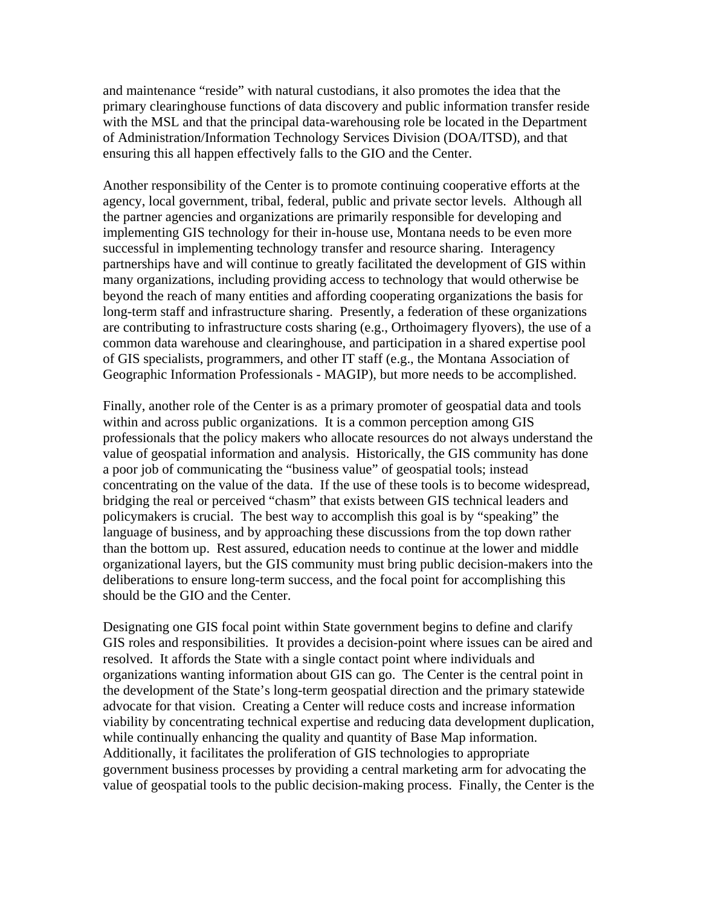and maintenance "reside" with natural custodians, it also promotes the idea that the primary clearinghouse functions of data discovery and public information transfer reside with the MSL and that the principal data-warehousing role be located in the Department of Administration/Information Technology Services Division (DOA/ITSD), and that ensuring this all happen effectively falls to the GIO and the Center.

Another responsibility of the Center is to promote continuing cooperative efforts at the agency, local government, tribal, federal, public and private sector levels. Although all the partner agencies and organizations are primarily responsible for developing and implementing GIS technology for their in-house use, Montana needs to be even more successful in implementing technology transfer and resource sharing. Interagency partnerships have and will continue to greatly facilitated the development of GIS within many organizations, including providing access to technology that would otherwise be beyond the reach of many entities and affording cooperating organizations the basis for long-term staff and infrastructure sharing. Presently, a federation of these organizations are contributing to infrastructure costs sharing (e.g., Orthoimagery flyovers), the use of a common data warehouse and clearinghouse, and participation in a shared expertise pool of GIS specialists, programmers, and other IT staff (e.g., the Montana Association of Geographic Information Professionals - MAGIP), but more needs to be accomplished.

Finally, another role of the Center is as a primary promoter of geospatial data and tools within and across public organizations. It is a common perception among GIS professionals that the policy makers who allocate resources do not always understand the value of geospatial information and analysis. Historically, the GIS community has done a poor job of communicating the "business value" of geospatial tools; instead concentrating on the value of the data. If the use of these tools is to become widespread, bridging the real or perceived "chasm" that exists between GIS technical leaders and policymakers is crucial. The best way to accomplish this goal is by "speaking" the language of business, and by approaching these discussions from the top down rather than the bottom up. Rest assured, education needs to continue at the lower and middle organizational layers, but the GIS community must bring public decision-makers into the deliberations to ensure long-term success, and the focal point for accomplishing this should be the GIO and the Center.

Designating one GIS focal point within State government begins to define and clarify GIS roles and responsibilities. It provides a decision-point where issues can be aired and resolved. It affords the State with a single contact point where individuals and organizations wanting information about GIS can go. The Center is the central point in the development of the State's long-term geospatial direction and the primary statewide advocate for that vision. Creating a Center will reduce costs and increase information viability by concentrating technical expertise and reducing data development duplication, while continually enhancing the quality and quantity of Base Map information. Additionally, it facilitates the proliferation of GIS technologies to appropriate government business processes by providing a central marketing arm for advocating the value of geospatial tools to the public decision-making process. Finally, the Center is the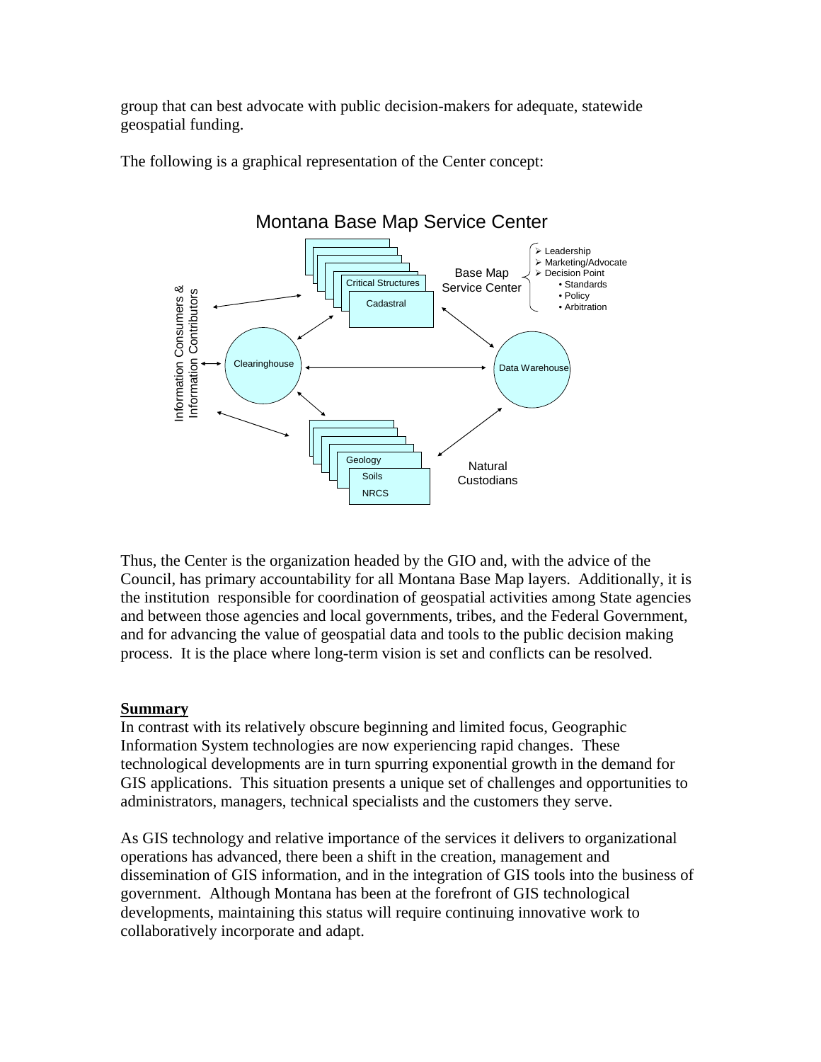group that can best advocate with public decision-makers for adequate, statewide geospatial funding.

The following is a graphical representation of the Center concept:

Montana Base Map Service Center

Information Consumers & Information Contributors

Critical Structures

Cadastral

Base Map Service Center

- Leadership
- Marketing/Advocate
- Decision Point
  - Standards
  - Policy
  - Arbitration

Clearinghouse

Data Warehouse

Geology

Soils

NRCS

Natural Custodians

Thus, the Center is the organization headed by the GIO and, with the advice of the Council, has primary accountability for all Montana Base Map layers. Additionally, it is the institution responsible for coordination of geospatial activities among State agencies and between those agencies and local governments, tribes, and the Federal Government, and for advancing the value of geospatial data and tools to the public decision making process. It is the place where long-term vision is set and conflicts can be resolved.

## Summary

In contrast with its relatively obscure beginning and limited focus, Geographic Information System technologies are now experiencing rapid changes. These technological developments are in turn spurring exponential growth in the demand for GIS applications. This situation presents a unique set of challenges and opportunities to administrators, managers, technical specialists and the customers they serve.

As GIS technology and relative importance of the services it delivers to organizational operations has advanced, there been a shift in the creation, management and dissemination of GIS information, and in the integration of GIS tools into the business of government. Although Montana has been at the forefront of GIS technological developments, maintaining this status will require continuing innovative work to collaboratively incorporate and adapt.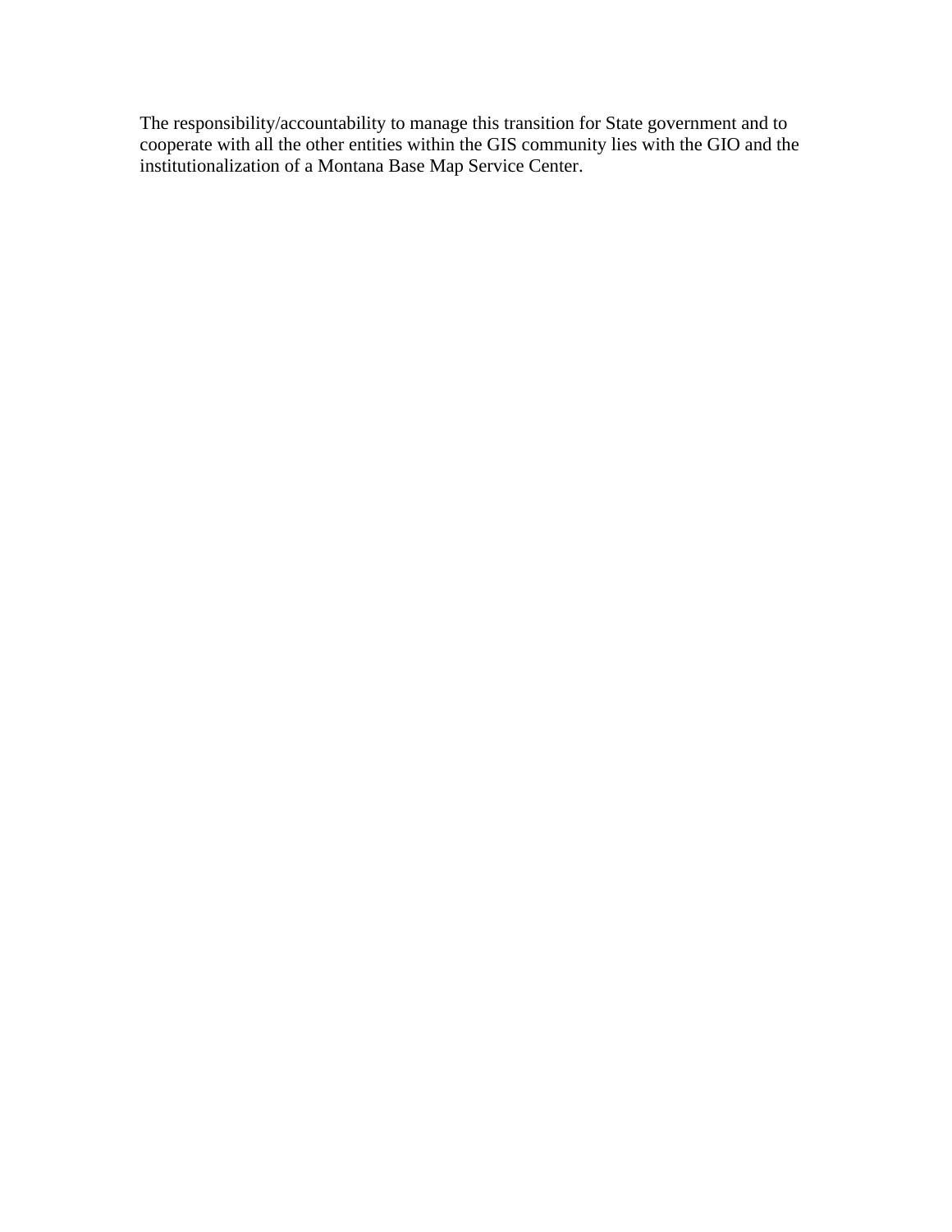The responsibility/accountability to manage this transition for State government and to cooperate with all the other entities within the GIS community lies with the GIO and the institutionalization of a Montana Base Map Service Center.